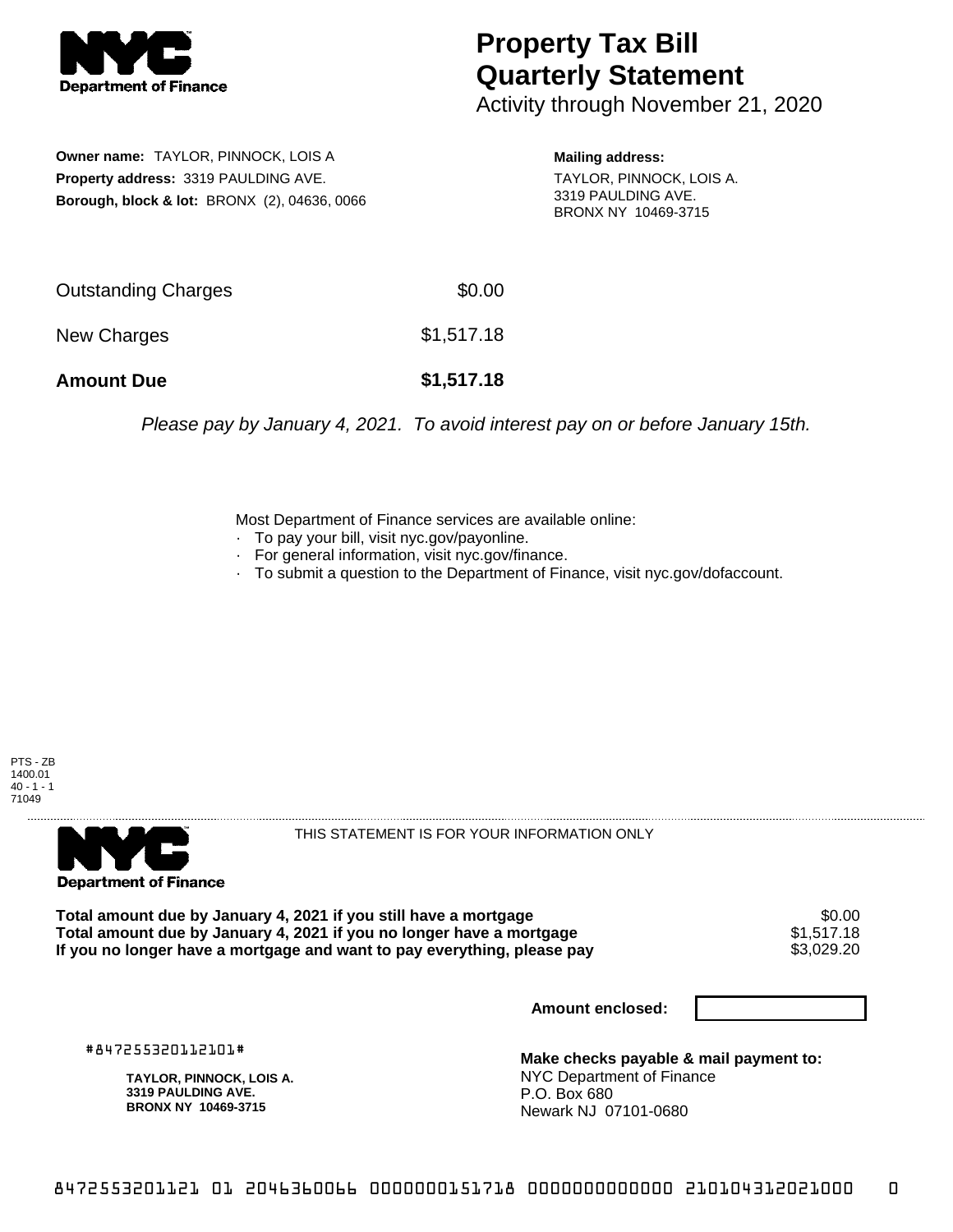**NYC Department of Finance**

# Property Tax Bill Quarterly Statement

Activity through November 21, 2020

**Owner name:** TAYLOR, PINNOCK, LOIS A
**Property address:** 3319 PAULDING AVE.
**Borough, block & lot:** BRONX (2), 04636, 0066

**Mailing address:**
TAYLOR, PINNOCK, LOIS A.
3319 PAULDING AVE.
BRONX NY 10469-3715

| | |
|---|---|
| Outstanding Charges | $0.00 |
| New Charges | $1,517.18 |
| **Amount Due** | **$1,517.18** |

*Please pay by January 4, 2021. To avoid interest pay on or before January 15th.*

Most Department of Finance services are available online:

- To pay your bill, visit nyc.gov/payonline.
- For general information, visit nyc.gov/finance.
- To submit a question to the Department of Finance, visit nyc.gov/dofaccount.

PTS - ZB
1400.01
40 - 1 - 1
71049

---

**NYC Department of Finance**

THIS STATEMENT IS FOR YOUR INFORMATION ONLY

| | |
|---|---|
| **Total amount due by January 4, 2021 if you still have a mortgage** | $0.00 |
| **Total amount due by January 4, 2021 if you no longer have a mortgage** | $1,517.18 |
| **If you no longer have a mortgage and want to pay everything, please pay** | $3,029.20 |

**Amount enclosed:**

#847255320112101#

**TAYLOR, PINNOCK, LOIS A.**
**3319 PAULDING AVE.**
**BRONX NY 10469-3715**

**Make checks payable & mail payment to:**
NYC Department of Finance
P.O. Box 680
Newark NJ 07101-0680

8472553201121 01 2046360066 0000000151718 0000000000000 210104312021000 0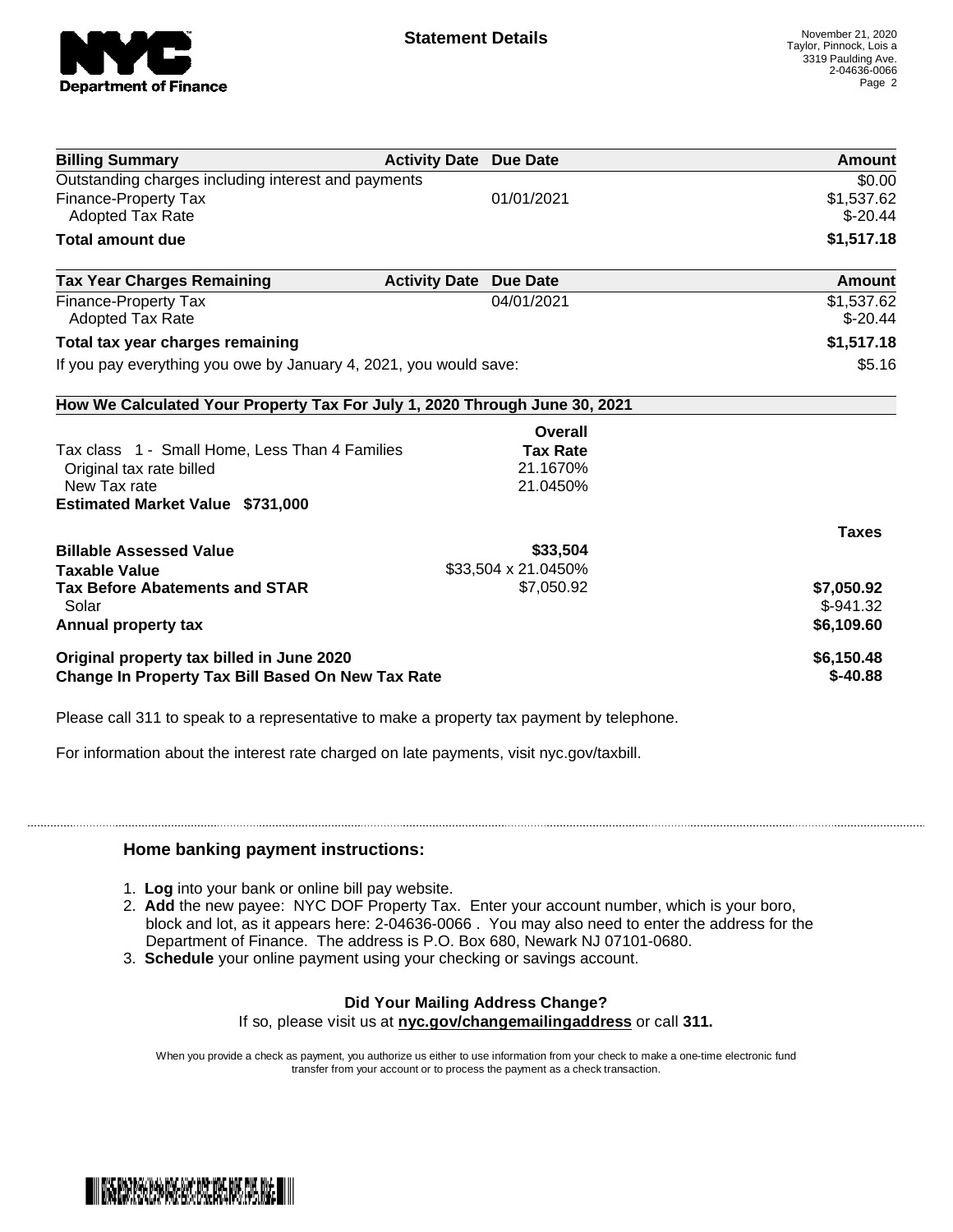## Statement Details

November 21, 2020
Taylor, Pinnock, Lois a
3319 Paulding Ave.
2-04636-0066

| Billing Summary | Activity Date | Due Date | Amount |
| --- | --- | --- | --- |
| Outstanding charges including interest and payments | | | $0.00 |
| Finance-Property Tax | | 01/01/2021 | $1,537.62 |
| Adopted Tax Rate | | | $-20.44 |
| **Total amount due** | | | **$1,517.18** |

| Tax Year Charges Remaining | Activity Date | Due Date | Amount |
| --- | --- | --- | --- |
| Finance-Property Tax | | 04/01/2021 | $1,537.62 |
| Adopted Tax Rate | | | $-20.44 |
| **Total tax year charges remaining** | | | **$1,517.18** |
| If you pay everything you owe by January 4, 2021, you would save: | | | $5.16 |

### How We Calculated Your Property Tax For July 1, 2020 Through June 30, 2021

| | Overall Tax Rate | Taxes |
| --- | --- | --- |
| Tax class 1 - Small Home, Less Than 4 Families | | |
| Original tax rate billed | 21.1670% | |
| New Tax rate | 21.0450% | |
| **Estimated Market Value $731,000** | | |
| **Billable Assessed Value** | **$33,504** | |
| **Taxable Value** | $33,504 x 21.0450% | |
| **Tax Before Abatements and STAR** | $7,050.92 | **$7,050.92** |
| Solar | | $-941.32 |
| **Annual property tax** | | **$6,109.60** |
| **Original property tax billed in June 2020** | | **$6,150.48** |
| **Change In Property Tax Bill Based On New Tax Rate** | | **$-40.88** |

Please call 311 to speak to a representative to make a property tax payment by telephone.

For information about the interest rate charged on late payments, visit nyc.gov/taxbill.

### Home banking payment instructions:

1. **Log** into your bank or online bill pay website.
2. **Add** the new payee: NYC DOF Property Tax. Enter your account number, which is your boro, block and lot, as it appears here: 2-04636-0066 . You may also need to enter the address for the Department of Finance. The address is P.O. Box 680, Newark NJ 07101-0680.
3. **Schedule** your online payment using your checking or savings account.

**Did Your Mailing Address Change?**
If so, please visit us at **nyc.gov/changemailingaddress** or call **311.**

When you provide a check as payment, you authorize us either to use information from your check to make a one-time electronic fund transfer from your account or to process the payment as a check transaction.